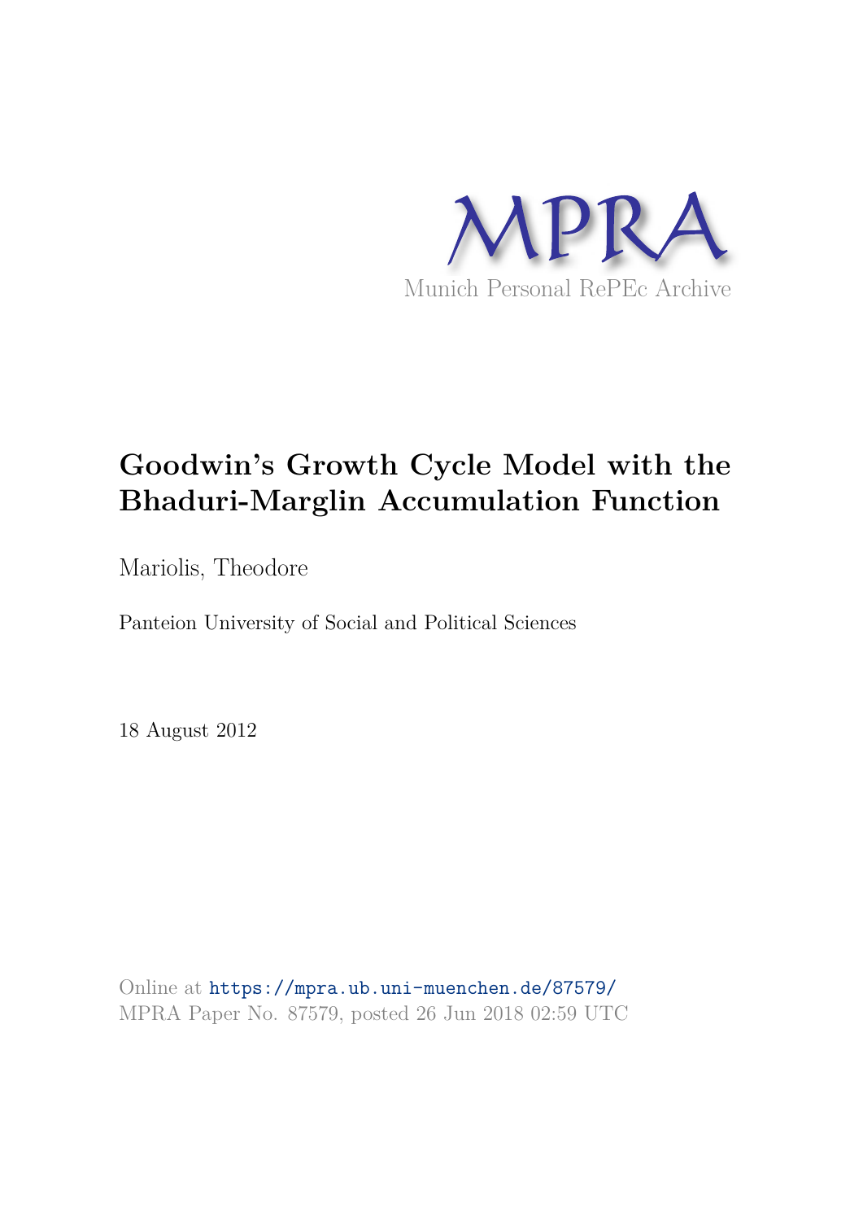MPRA

Munich Personal RePEc Archive

# Goodwin's Growth Cycle Model with the Bhaduri-Marglin Accumulation Function

Mariolis, Theodore

Panteion University of Social and Political Sciences

18 August 2012

Online at https://mpra.ub.uni-muenchen.de/87579/
MPRA Paper No. 87579, posted 26 Jun 2018 02:59 UTC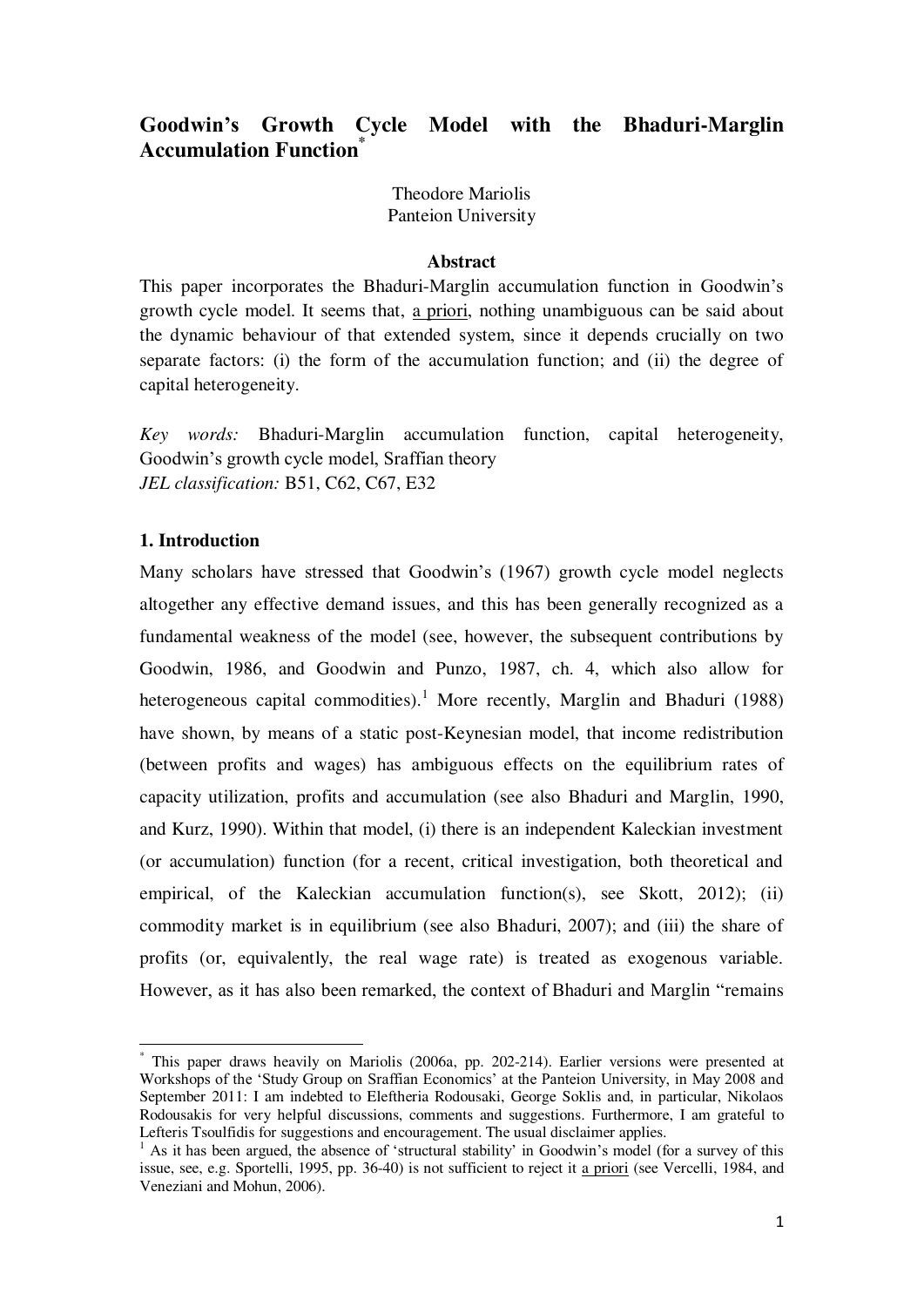# Goodwin's Growth Cycle Model with the Bhaduri-Marglin Accumulation Function*

Theodore Mariolis
Panteion University

**Abstract**

This paper incorporates the Bhaduri-Marglin accumulation function in Goodwin's growth cycle model. It seems that, a priori, nothing unambiguous can be said about the dynamic behaviour of that extended system, since it depends crucially on two separate factors: (i) the form of the accumulation function; and (ii) the degree of capital heterogeneity.

*Key words:* Bhaduri-Marglin accumulation function, capital heterogeneity, Goodwin's growth cycle model, Sraffian theory
*JEL classification:* B51, C62, C67, E32

## 1. Introduction

Many scholars have stressed that Goodwin's (1967) growth cycle model neglects altogether any effective demand issues, and this has been generally recognized as a fundamental weakness of the model (see, however, the subsequent contributions by Goodwin, 1986, and Goodwin and Punzo, 1987, ch. 4, which also allow for heterogeneous capital commodities).[1] More recently, Marglin and Bhaduri (1988) have shown, by means of a static post-Keynesian model, that income redistribution (between profits and wages) has ambiguous effects on the equilibrium rates of capacity utilization, profits and accumulation (see also Bhaduri and Marglin, 1990, and Kurz, 1990). Within that model, (i) there is an independent Kaleckian investment (or accumulation) function (for a recent, critical investigation, both theoretical and empirical, of the Kaleckian accumulation function(s), see Skott, 2012); (ii) commodity market is in equilibrium (see also Bhaduri, 2007); and (iii) the share of profits (or, equivalently, the real wage rate) is treated as exogenous variable. However, as it has also been remarked, the context of Bhaduri and Marglin "remains

---

* This paper draws heavily on Mariolis (2006a, pp. 202-214). Earlier versions were presented at Workshops of the 'Study Group on Sraffian Economics' at the Panteion University, in May 2008 and September 2011: I am indebted to Eleftheria Rodousaki, George Soklis and, in particular, Nikolaos Rodousakis for very helpful discussions, comments and suggestions. Furthermore, I am grateful to Lefteris Tsoulfidis for suggestions and encouragement. The usual disclaimer applies.

[1] As it has been argued, the absence of 'structural stability' in Goodwin's model (for a survey of this issue, see, e.g. Sportelli, 1995, pp. 36-40) is not sufficient to reject it a priori (see Vercelli, 1984, and Veneziani and Mohun, 2006).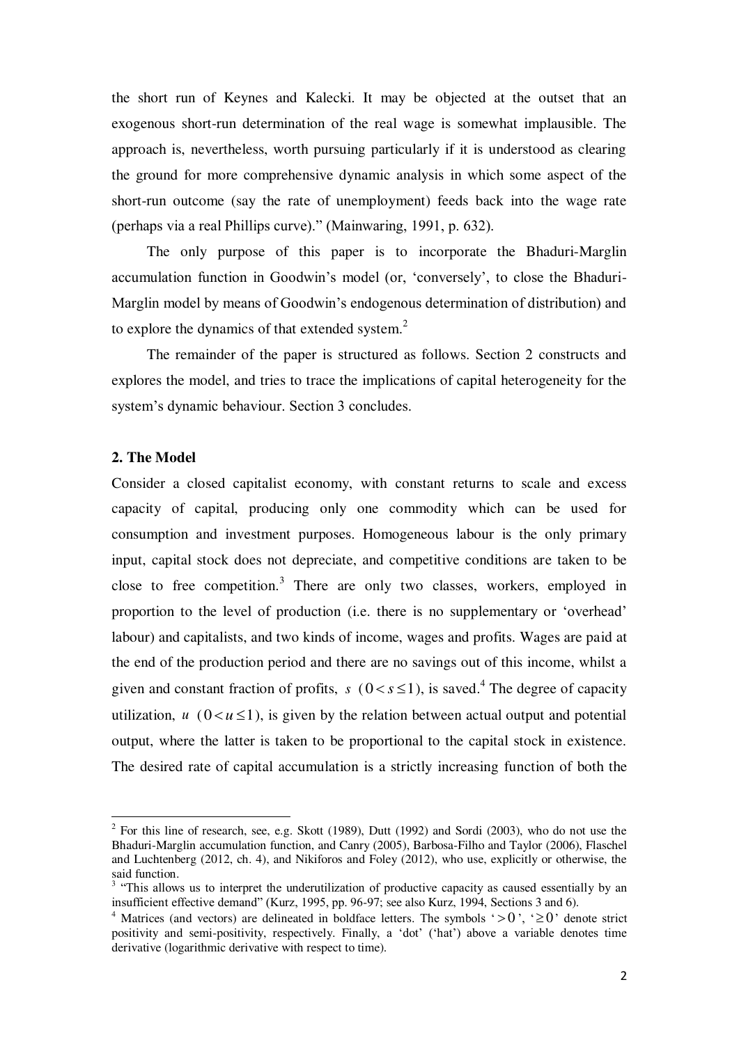the short run of Keynes and Kalecki. It may be objected at the outset that an exogenous short-run determination of the real wage is somewhat implausible. The approach is, nevertheless, worth pursuing particularly if it is understood as clearing the ground for more comprehensive dynamic analysis in which some aspect of the short-run outcome (say the rate of unemployment) feeds back into the wage rate (perhaps via a real Phillips curve)." (Mainwaring, 1991, p. 632).

The only purpose of this paper is to incorporate the Bhaduri-Marglin accumulation function in Goodwin's model (or, 'conversely', to close the Bhaduri-Marglin model by means of Goodwin's endogenous determination of distribution) and to explore the dynamics of that extended system.[2]

The remainder of the paper is structured as follows. Section 2 constructs and explores the model, and tries to trace the implications of capital heterogeneity for the system's dynamic behaviour. Section 3 concludes.

## 2. The Model

Consider a closed capitalist economy, with constant returns to scale and excess capacity of capital, producing only one commodity which can be used for consumption and investment purposes. Homogeneous labour is the only primary input, capital stock does not depreciate, and competitive conditions are taken to be close to free competition.[3] There are only two classes, workers, employed in proportion to the level of production (i.e. there is no supplementary or 'overhead' labour) and capitalists, and two kinds of income, wages and profits. Wages are paid at the end of the production period and there are no savings out of this income, whilst a given and constant fraction of profits, $s$ $(0 < s \leq 1)$, is saved.[4] The degree of capacity utilization, $u$ $(0 < u \leq 1)$, is given by the relation between actual output and potential output, where the latter is taken to be proportional to the capital stock in existence. The desired rate of capital accumulation is a strictly increasing function of both the

---

[2] For this line of research, see, e.g. Skott (1989), Dutt (1992) and Sordi (2003), who do not use the Bhaduri-Marglin accumulation function, and Canry (2005), Barbosa-Filho and Taylor (2006), Flaschel and Luchtenberg (2012, ch. 4), and Nikiforos and Foley (2012), who use, explicitly or otherwise, the said function.

[3] "This allows us to interpret the underutilization of productive capacity as caused essentially by an insufficient effective demand" (Kurz, 1995, pp. 96-97; see also Kurz, 1994, Sections 3 and 6).

[4] Matrices (and vectors) are delineated in boldface letters. The symbols '$>0$', '$\geq 0$' denote strict positivity and semi-positivity, respectively. Finally, a 'dot' ('hat') above a variable denotes time derivative (logarithmic derivative with respect to time).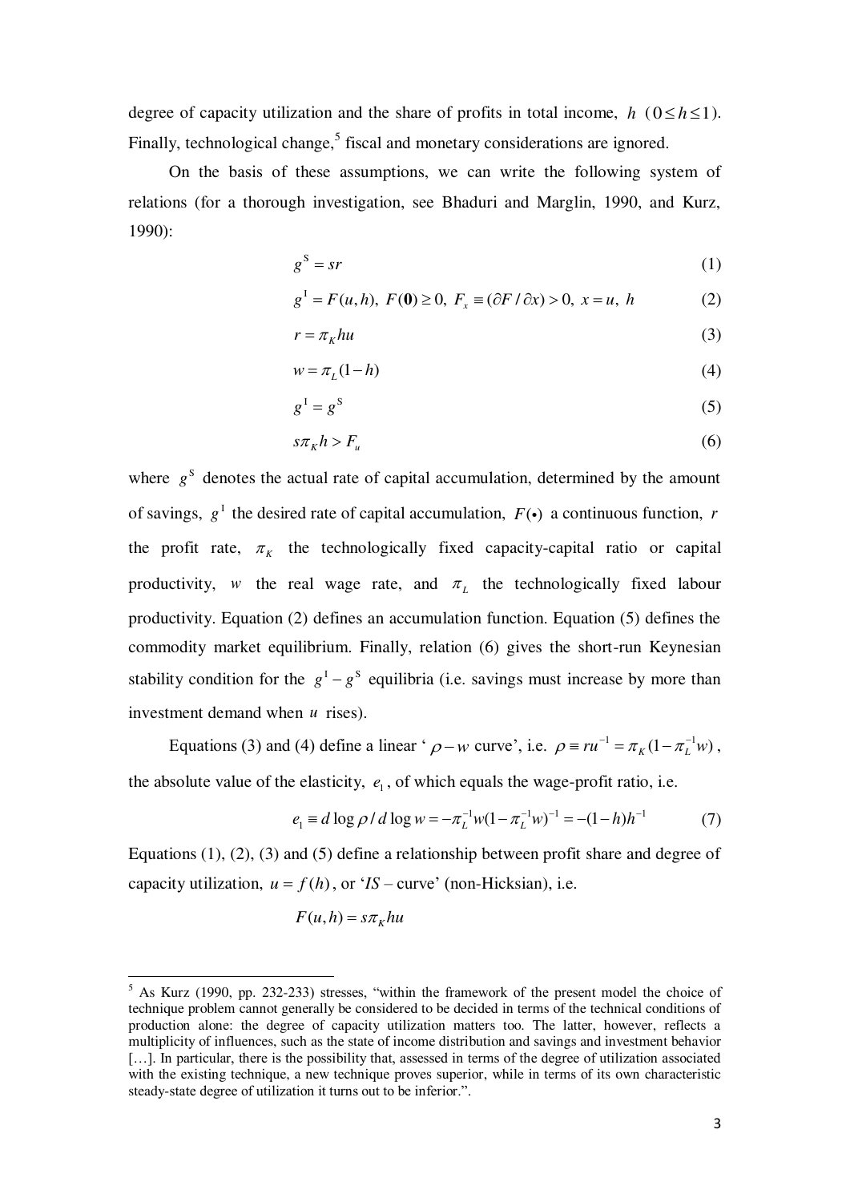degree of capacity utilization and the share of profits in total income, $h$ $(0 \leq h \leq 1)$. Finally, technological change,[5] fiscal and monetary considerations are ignored.

On the basis of these assumptions, we can write the following system of relations (for a thorough investigation, see Bhaduri and Marglin, 1990, and Kurz, 1990):

$$g^{\mathrm{S}} = sr \tag{1}$$

$$g^{\mathrm{I}} = F(u,h),\ F(\mathbf{0}) \geq 0,\ F_x \equiv (\partial F / \partial x) > 0,\ x = u,\ h \tag{2}$$

$$r = \pi_K hu \tag{3}$$

$$w = \pi_L (1-h) \tag{4}$$

$$g^{\mathrm{I}} = g^{\mathrm{S}} \tag{5}$$

$$s\pi_K h > F_u \tag{6}$$

where $g^{\mathrm{S}}$ denotes the actual rate of capital accumulation, determined by the amount of savings, $g^{\mathrm{I}}$ the desired rate of capital accumulation, $F(\bullet)$ a continuous function, $r$ the profit rate, $\pi_K$ the technologically fixed capacity-capital ratio or capital productivity, $w$ the real wage rate, and $\pi_L$ the technologically fixed labour productivity. Equation (2) defines an accumulation function. Equation (5) defines the commodity market equilibrium. Finally, relation (6) gives the short-run Keynesian stability condition for the $g^{\mathrm{I}} - g^{\mathrm{S}}$ equilibria (i.e. savings must increase by more than investment demand when $u$ rises).

Equations (3) and (4) define a linear '$\rho - w$ curve', i.e. $\rho \equiv ru^{-1} = \pi_K (1 - \pi_L^{-1} w)$, the absolute value of the elasticity, $e_1$, of which equals the wage-profit ratio, i.e.

$$e_1 \equiv d \log \rho / d \log w = -\pi_L^{-1} w (1 - \pi_L^{-1} w)^{-1} = -(1-h)h^{-1} \tag{7}$$

Equations (1), (2), (3) and (5) define a relationship between profit share and degree of capacity utilization, $u = f(h)$, or '*IS* – curve' (non-Hicksian), i.e.

$$F(u,h) = s\pi_K hu$$

---

[5] As Kurz (1990, pp. 232-233) stresses, "within the framework of the present model the choice of technique problem cannot generally be considered to be decided in terms of the technical conditions of production alone: the degree of capacity utilization matters too. The latter, however, reflects a multiplicity of influences, such as the state of income distribution and savings and investment behavior […]. In particular, there is the possibility that, assessed in terms of the degree of utilization associated with the existing technique, a new technique proves superior, while in terms of its own characteristic steady-state degree of utilization it turns out to be inferior.".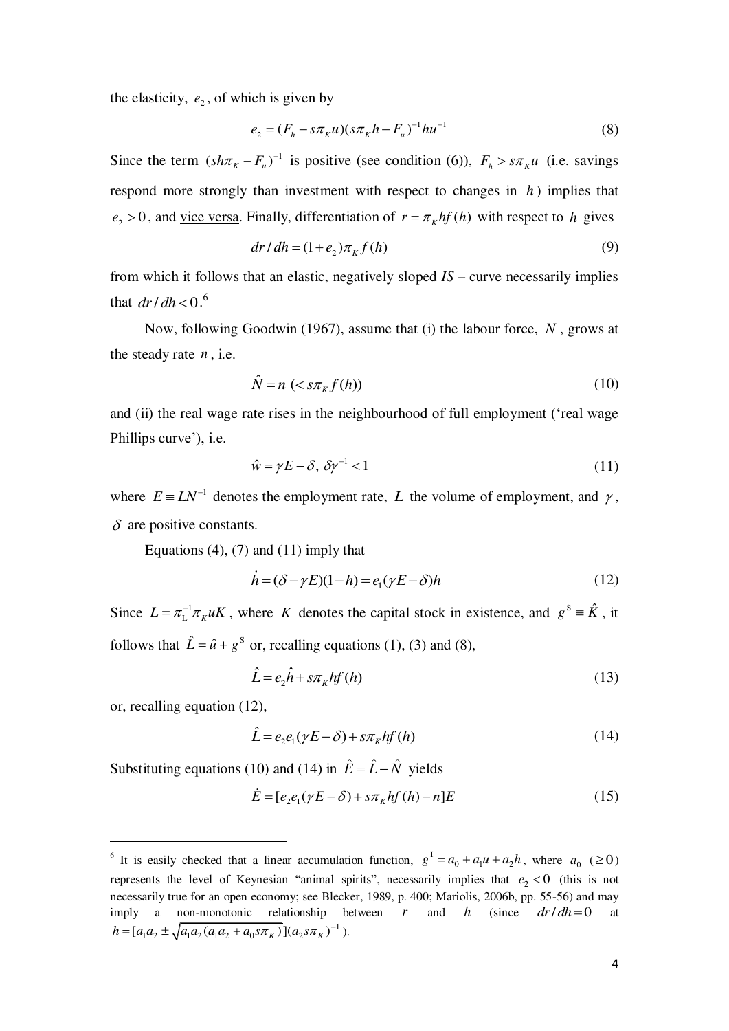the elasticity, $e_2$, of which is given by

$$e_2 = (F_h - s\pi_K u)(s\pi_K h - F_u)^{-1} h u^{-1} \tag{8}$$

Since the term $(sh\pi_K - F_u)^{-1}$ is positive (see condition (6)), $F_h > s\pi_K u$ (i.e. savings respond more strongly than investment with respect to changes in $h$) implies that $e_2 > 0$, and vice versa. Finally, differentiation of $r = \pi_K hf(h)$ with respect to $h$ gives

$$dr/dh = (1+e_2)\pi_K f(h) \tag{9}$$

from which it follows that an elastic, negatively sloped *IS* – curve necessarily implies that $dr/dh < 0$.[6]

Now, following Goodwin (1967), assume that (i) the labour force, $N$, grows at the steady rate $n$, i.e.

$$\hat{N} = n \ (< s\pi_K f(h)) \tag{10}$$

and (ii) the real wage rate rises in the neighbourhood of full employment ('real wage Phillips curve'), i.e.

$$\hat{w} = \gamma E - \delta, \ \delta\gamma^{-1} < 1 \tag{11}$$

where $E \equiv LN^{-1}$ denotes the employment rate, $L$ the volume of employment, and $\gamma$, $\delta$ are positive constants.

Equations (4), (7) and (11) imply that

$$\dot{h} = (\delta - \gamma E)(1-h) = e_1(\gamma E - \delta)h \tag{12}$$

Since $L = \pi_L^{-1}\pi_K uK$, where $K$ denotes the capital stock in existence, and $g^S \equiv \hat{K}$, it follows that $\hat{L} = \hat{u} + g^S$ or, recalling equations (1), (3) and (8),

$$\hat{L} = e_2\hat{h} + s\pi_K hf(h) \tag{13}$$

or, recalling equation (12),

$$\hat{L} = e_2 e_1(\gamma E - \delta) + s\pi_K hf(h) \tag{14}$$

Substituting equations (10) and (14) in $\hat{E} = \hat{L} - \hat{N}$ yields

$$\dot{E} = [e_2 e_1(\gamma E - \delta) + s\pi_K hf(h) - n]E \tag{15}$$

---

[6] It is easily checked that a linear accumulation function, $g^I = a_0 + a_1 u + a_2 h$, where $a_0$ $(\geq 0)$ represents the level of Keynesian "animal spirits", necessarily implies that $e_2 < 0$ (this is not necessarily true for an open economy; see Blecker, 1989, p. 400; Mariolis, 2006b, pp. 55-56) and may imply a non-monotonic relationship between $r$ and $h$ (since $dr/dh = 0$ at $h = [a_1 a_2 \pm \sqrt{a_1 a_2 (a_1 a_2 + a_0 s\pi_K)}](a_2 s\pi_K)^{-1}$).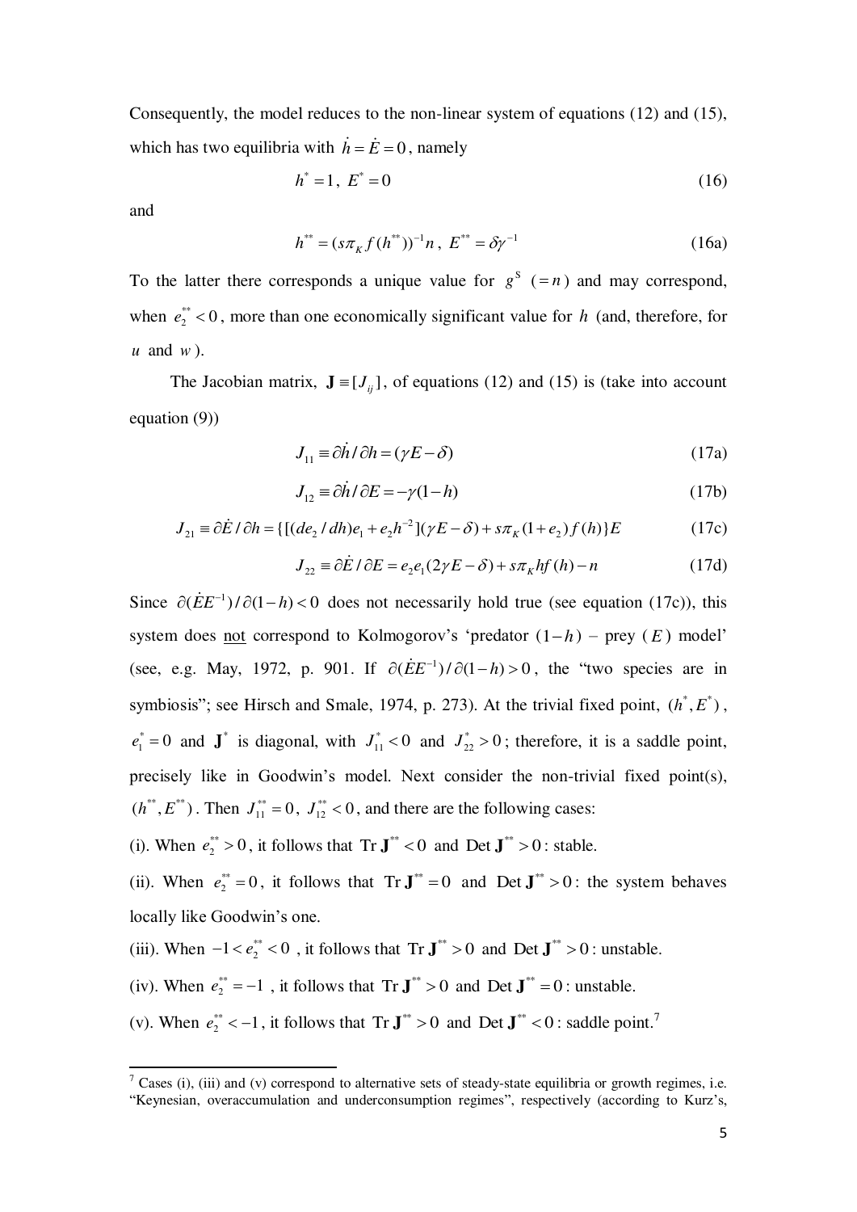Consequently, the model reduces to the non-linear system of equations (12) and (15), which has two equilibria with $\dot{h} = \dot{E} = 0$, namely

$$h^* = 1,\ E^* = 0 \tag{16}$$

and

$$h^{**} = (s\pi_K f(h^{**}))^{-1} n,\ E^{**} = \delta\gamma^{-1} \tag{16a}$$

To the latter there corresponds a unique value for $g^S$ $(= n)$ and may correspond, when $e_2^{**} < 0$, more than one economically significant value for $h$ (and, therefore, for $u$ and $w$).

The Jacobian matrix, $\mathbf{J} \equiv [J_{ij}]$, of equations (12) and (15) is (take into account equation (9))

$$J_{11} \equiv \partial\dot{h}/\partial h = (\gamma E - \delta) \tag{17a}$$

$$J_{12} \equiv \partial\dot{h}/\partial E = -\gamma(1-h) \tag{17b}$$

$$J_{21} \equiv \partial\dot{E}/\partial h = \{[(de_2/dh)e_1 + e_2 h^{-2}](\gamma E - \delta) + s\pi_K(1+e_2)f(h)\}E \tag{17c}$$

$$J_{22} \equiv \partial\dot{E}/\partial E = e_2 e_1(2\gamma E - \delta) + s\pi_K h f(h) - n \tag{17d}$$

Since $\partial(\dot{E}E^{-1})/\partial(1-h) < 0$ does not necessarily hold true (see equation (17c)), this system does <u>not</u> correspond to Kolmogorov's 'predator $(1-h)$ – prey $(E)$ model' (see, e.g. May, 1972, p. 901. If $\partial(\dot{E}E^{-1})/\partial(1-h) > 0$, the "two species are in symbiosis"; see Hirsch and Smale, 1974, p. 273). At the trivial fixed point, $(h^*, E^*)$, $e_1^* = 0$ and $\mathbf{J}^*$ is diagonal, with $J_{11}^* < 0$ and $J_{22}^* > 0$; therefore, it is a saddle point, precisely like in Goodwin's model. Next consider the non-trivial fixed point(s), $(h^{**}, E^{**})$. Then $J_{11}^{**} = 0$, $J_{12}^{**} < 0$, and there are the following cases:

(i). When $e_2^{**} > 0$, it follows that $\mathrm{Tr}\,\mathbf{J}^{**} < 0$ and $\mathrm{Det}\,\mathbf{J}^{**} > 0$: stable.

(ii). When $e_2^{**} = 0$, it follows that $\mathrm{Tr}\,\mathbf{J}^{**} = 0$ and $\mathrm{Det}\,\mathbf{J}^{**} > 0$: the system behaves locally like Goodwin's one.

(iii). When $-1 < e_2^{**} < 0$, it follows that $\mathrm{Tr}\,\mathbf{J}^{**} > 0$ and $\mathrm{Det}\,\mathbf{J}^{**} > 0$: unstable.

(iv). When $e_2^{**} = -1$, it follows that $\mathrm{Tr}\,\mathbf{J}^{**} > 0$ and $\mathrm{Det}\,\mathbf{J}^{**} = 0$: unstable.

(v). When $e_2^{**} < -1$, it follows that $\mathrm{Tr}\,\mathbf{J}^{**} > 0$ and $\mathrm{Det}\,\mathbf{J}^{**} < 0$: saddle point.[7]

---

[7] Cases (i), (iii) and (v) correspond to alternative sets of steady-state equilibria or growth regimes, i.e. "Keynesian, overaccumulation and underconsumption regimes", respectively (according to Kurz's,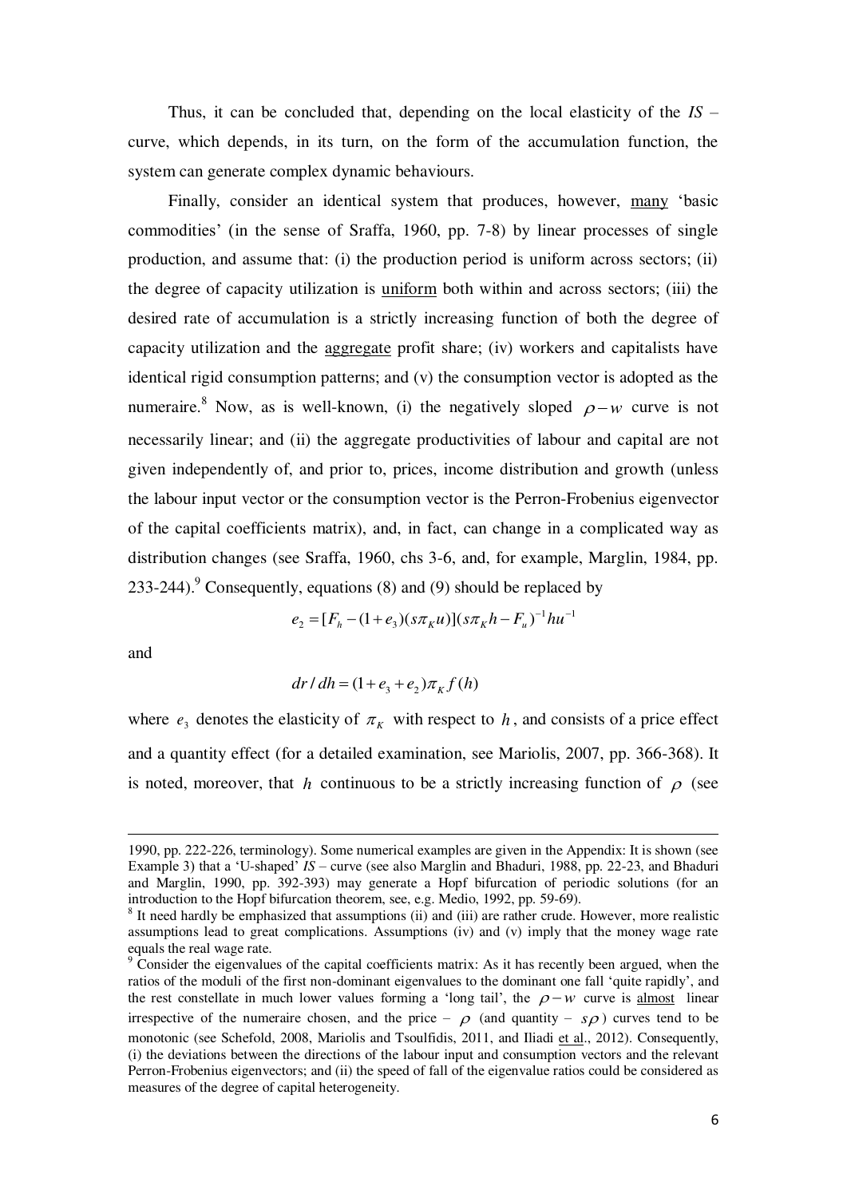Thus, it can be concluded that, depending on the local elasticity of the $IS$ – curve, which depends, in its turn, on the form of the accumulation function, the system can generate complex dynamic behaviours.

Finally, consider an identical system that produces, however, many 'basic commodities' (in the sense of Sraffa, 1960, pp. 7-8) by linear processes of single production, and assume that: (i) the production period is uniform across sectors; (ii) the degree of capacity utilization is uniform both within and across sectors; (iii) the desired rate of accumulation is a strictly increasing function of both the degree of capacity utilization and the aggregate profit share; (iv) workers and capitalists have identical rigid consumption patterns; and (v) the consumption vector is adopted as the numeraire.[8] Now, as is well-known, (i) the negatively sloped $\rho - w$ curve is not necessarily linear; and (ii) the aggregate productivities of labour and capital are not given independently of, and prior to, prices, income distribution and growth (unless the labour input vector or the consumption vector is the Perron-Frobenius eigenvector of the capital coefficients matrix), and, in fact, can change in a complicated way as distribution changes (see Sraffa, 1960, chs 3-6, and, for example, Marglin, 1984, pp. 233-244).[9] Consequently, equations (8) and (9) should be replaced by

$$e_2 = [F_h - (1+e_3)(s\pi_K u)](s\pi_K h - F_u)^{-1} hu^{-1}$$

and

$$dr/dh = (1+e_3+e_2)\pi_K f(h)$$

where $e_3$ denotes the elasticity of $\pi_K$ with respect to $h$, and consists of a price effect and a quantity effect (for a detailed examination, see Mariolis, 2007, pp. 366-368). It is noted, moreover, that $h$ continuous to be a strictly increasing function of $\rho$ (see

---

1990, pp. 222-226, terminology). Some numerical examples are given in the Appendix: It is shown (see Example 3) that a 'U-shaped' $IS$ – curve (see also Marglin and Bhaduri, 1988, pp. 22-23, and Bhaduri and Marglin, 1990, pp. 392-393) may generate a Hopf bifurcation of periodic solutions (for an introduction to the Hopf bifurcation theorem, see, e.g. Medio, 1992, pp. 59-69).

[8] It need hardly be emphasized that assumptions (ii) and (iii) are rather crude. However, more realistic assumptions lead to great complications. Assumptions (iv) and (v) imply that the money wage rate equals the real wage rate.

[9] Consider the eigenvalues of the capital coefficients matrix: As it has recently been argued, when the ratios of the moduli of the first non-dominant eigenvalues to the dominant one fall 'quite rapidly', and the rest constellate in much lower values forming a 'long tail', the $\rho - w$ curve is almost linear irrespective of the numeraire chosen, and the price – $\rho$ (and quantity – $s\rho$) curves tend to be monotonic (see Schefold, 2008, Mariolis and Tsoulfidis, 2011, and Iliadi et al., 2012). Consequently, (i) the deviations between the directions of the labour input and consumption vectors and the relevant Perron-Frobenius eigenvectors; and (ii) the speed of fall of the eigenvalue ratios could be considered as measures of the degree of capital heterogeneity.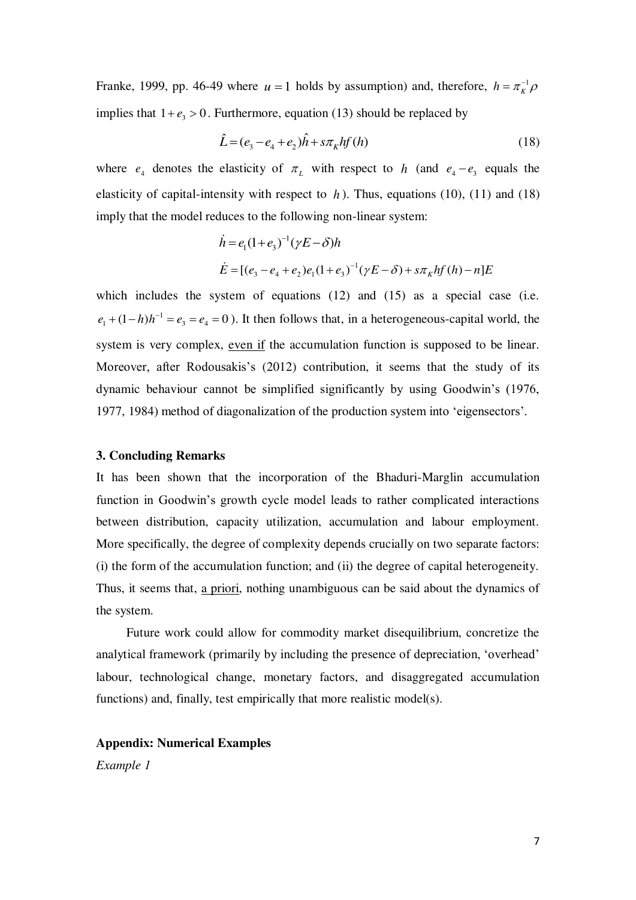Franke, 1999, pp. 46-49 where $u = 1$ holds by assumption) and, therefore, $h = \pi_K^{-1}\rho$ implies that $1 + e_3 > 0$. Furthermore, equation (13) should be replaced by

$$\hat{L} = (e_3 - e_4 + e_2)\hat{h} + s\pi_K hf(h) \tag{18}$$

where $e_4$ denotes the elasticity of $\pi_L$ with respect to $h$ (and $e_4 - e_3$ equals the elasticity of capital-intensity with respect to $h$). Thus, equations (10), (11) and (18) imply that the model reduces to the following non-linear system:

$$\dot{h} = e_1(1+e_3)^{-1}(\gamma E - \delta)h$$

$$\dot{E} = [(e_3 - e_4 + e_2)e_1(1+e_3)^{-1}(\gamma E - \delta) + s\pi_K hf(h) - n]E$$

which includes the system of equations (12) and (15) as a special case (i.e. $e_1 + (1-h)h^{-1} = e_3 = e_4 = 0$). It then follows that, in a heterogeneous-capital world, the system is very complex, <u>even if</u> the accumulation function is supposed to be linear. Moreover, after Rodousakis's (2012) contribution, it seems that the study of its dynamic behaviour cannot be simplified significantly by using Goodwin's (1976, 1977, 1984) method of diagonalization of the production system into 'eigensectors'.

**3. Concluding Remarks**

It has been shown that the incorporation of the Bhaduri-Marglin accumulation function in Goodwin's growth cycle model leads to rather complicated interactions between distribution, capacity utilization, accumulation and labour employment. More specifically, the degree of complexity depends crucially on two separate factors: (i) the form of the accumulation function; and (ii) the degree of capital heterogeneity. Thus, it seems that, <u>a priori</u>, nothing unambiguous can be said about the dynamics of the system.

Future work could allow for commodity market disequilibrium, concretize the analytical framework (primarily by including the presence of depreciation, 'overhead' labour, technological change, monetary factors, and disaggregated accumulation functions) and, finally, test empirically that more realistic model(s).

**Appendix: Numerical Examples**

*Example 1*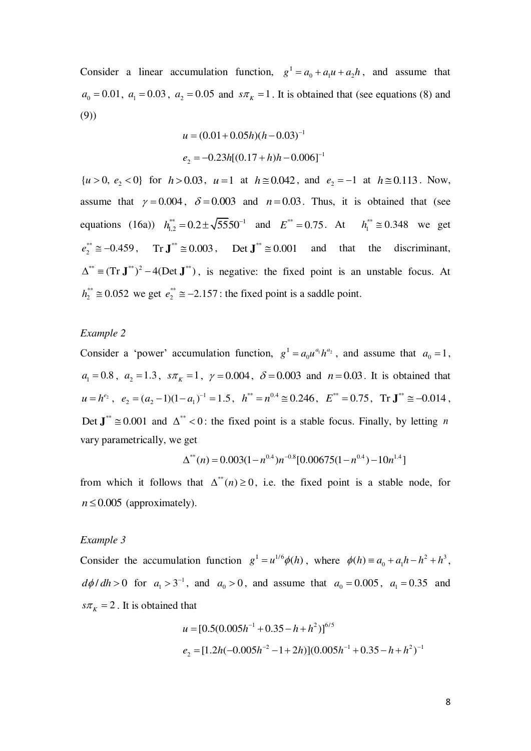Consider a linear accumulation function, $g^{\mathrm{I}} = a_0 + a_1 u + a_2 h$, and assume that $a_0 = 0.01$, $a_1 = 0.03$, $a_2 = 0.05$ and $s\pi_K = 1$. It is obtained that (see equations (8) and (9))

$$u = (0.01 + 0.05h)(h - 0.03)^{-1}$$

$$e_2 = -0.23h[(0.17 + h)h - 0.006]^{-1}$$

$\{u > 0,\ e_2 < 0\}$ for $h > 0.03$, $u = 1$ at $h \cong 0.042$, and $e_2 = -1$ at $h \cong 0.113$. Now, assume that $\gamma = 0.004$, $\delta = 0.003$ and $n = 0.03$. Thus, it is obtained that (see equations (16a)) $h^{**}_{1,2} = 0.2 \pm \sqrt{55}50^{-1}$ and $E^{**} = 0.75$. At $h^{**}_1 \cong 0.348$ we get $e^{**}_2 \cong -0.459$, $\mathrm{Tr}\,\mathbf{J}^{**} \cong 0.003$, $\mathrm{Det}\,\mathbf{J}^{**} \cong 0.001$ and that the discriminant, $\Delta^{**} \equiv (\mathrm{Tr}\,\mathbf{J}^{**})^2 - 4(\mathrm{Det}\,\mathbf{J}^{**})$, is negative: the fixed point is an unstable focus. At $h^{**}_2 \cong 0.052$ we get $e^{**}_2 \cong -2.157$: the fixed point is a saddle point.

*Example 2*

Consider a 'power' accumulation function, $g^{\mathrm{I}} = a_0 u^{a_1} h^{a_2}$, and assume that $a_0 = 1$, $a_1 = 0.8$, $a_2 = 1.3$, $s\pi_K = 1$, $\gamma = 0.004$, $\delta = 0.003$ and $n = 0.03$. It is obtained that $u = h^{e_2}$, $e_2 = (a_2 - 1)(1 - a_1)^{-1} = 1.5$, $h^{**} = n^{0.4} \cong 0.246$, $E^{**} = 0.75$, $\mathrm{Tr}\,\mathbf{J}^{**} \cong -0.014$, $\mathrm{Det}\,\mathbf{J}^{**} \cong 0.001$ and $\Delta^{**} < 0$: the fixed point is a stable focus. Finally, by letting $n$ vary parametrically, we get

$$\Delta^{**}(n) = 0.003(1 - n^{0.4})n^{-0.8}[0.00675(1 - n^{0.4}) - 10n^{1.4}]$$

from which it follows that $\Delta^{**}(n) \geq 0$, i.e. the fixed point is a stable node, for $n \leq 0.005$ (approximately).

*Example 3*

Consider the accumulation function $g^{\mathrm{I}} = u^{1/6}\phi(h)$, where $\phi(h) \equiv a_0 + a_1 h - h^2 + h^3$, $d\phi / dh > 0$ for $a_1 > 3^{-1}$, and $a_0 > 0$, and assume that $a_0 = 0.005$, $a_1 = 0.35$ and $s\pi_K = 2$. It is obtained that

$$u = [0.5(0.005h^{-1} + 0.35 - h + h^2)]^{6/5}$$

$$e_2 = [1.2h(-0.005h^{-2} - 1 + 2h)](0.005h^{-1} + 0.35 - h + h^2)^{-1}$$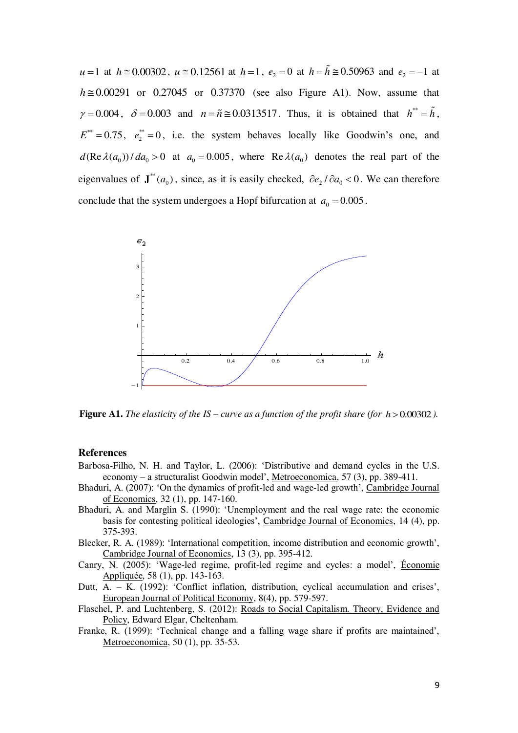$u = 1$ at $h \cong 0.00302$, $u \cong 0.12561$ at $h = 1$, $e_2 = 0$ at $h = \tilde{h} \cong 0.50963$ and $e_2 = -1$ at $h \cong 0.00291$ or $0.27045$ or $0.37370$ (see also Figure A1). Now, assume that $\gamma = 0.004$, $\delta = 0.003$ and $n = \tilde{n} \cong 0.0313517$. Thus, it is obtained that $h^{**} = \tilde{h}$, $E^{**} = 0.75$, $e_2^{**} = 0$, i.e. the system behaves locally like Goodwin's one, and $d(\text{Re}\,\lambda(a_0))/da_0 > 0$ at $a_0 = 0.005$, where $\text{Re}\,\lambda(a_0)$ denotes the real part of the eigenvalues of $\mathbf{J}^{**}(a_0)$, since, as it is easily checked, $\partial e_2 / \partial a_0 < 0$. We can therefore conclude that the system undergoes a Hopf bifurcation at $a_0 = 0.005$.

**Figure A1.** *The elasticity of the IS – curve as a function of the profit share (for* $h > 0.00302$ *).*

## References

Barbosa-Filho, N. H. and Taylor, L. (2006): 'Distributive and demand cycles in the U.S. economy – a structuralist Goodwin model', Metroeconomica, 57 (3), pp. 389-411.

Bhaduri, A. (2007): 'On the dynamics of profit-led and wage-led growth', Cambridge Journal of Economics, 32 (1), pp. 147-160.

Bhaduri, A. and Marglin S. (1990): 'Unemployment and the real wage rate: the economic basis for contesting political ideologies', Cambridge Journal of Economics, 14 (4), pp. 375-393.

Blecker, R. A. (1989): 'International competition, income distribution and economic growth', Cambridge Journal of Economics, 13 (3), pp. 395-412.

Canry, N. (2005): 'Wage-led regime, profit-led regime and cycles: a model', Économie Appliquée, 58 (1), pp. 143-163.

Dutt, A. – K. (1992): 'Conflict inflation, distribution, cyclical accumulation and crises', European Journal of Political Economy, 8(4), pp. 579-597.

Flaschel, P. and Luchtenberg, S. (2012): Roads to Social Capitalism. Theory, Evidence and Policy, Edward Elgar, Cheltenham.

Franke, R. (1999): 'Technical change and a falling wage share if profits are maintained', Metroeconomica, 50 (1), pp. 35-53.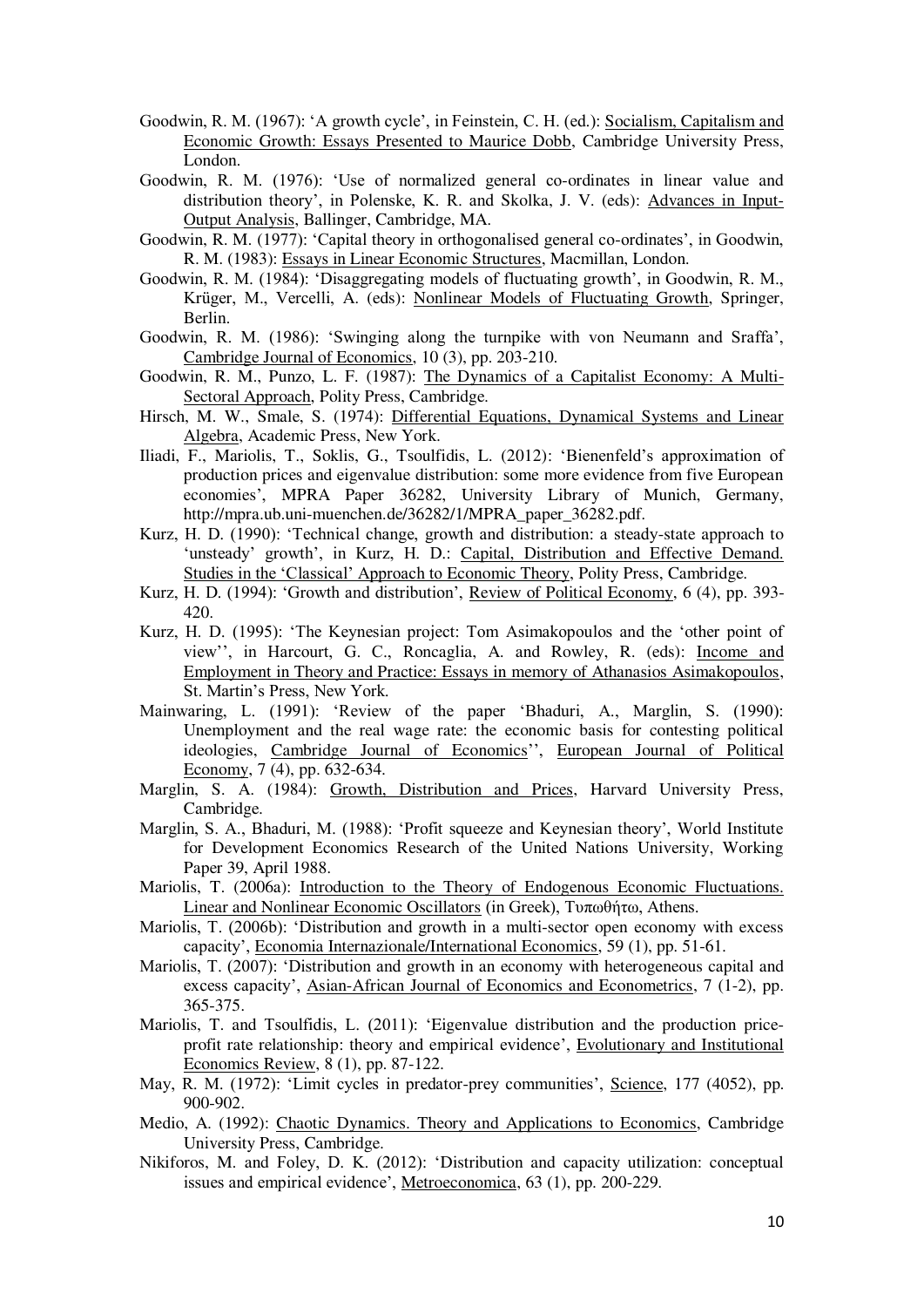Goodwin, R. M. (1967): 'A growth cycle', in Feinstein, C. H. (ed.): Socialism, Capitalism and Economic Growth: Essays Presented to Maurice Dobb, Cambridge University Press, London.

Goodwin, R. M. (1976): 'Use of normalized general co-ordinates in linear value and distribution theory', in Polenske, K. R. and Skolka, J. V. (eds): Advances in Input-Output Analysis, Ballinger, Cambridge, MA.

Goodwin, R. M. (1977): 'Capital theory in orthogonalised general co-ordinates', in Goodwin, R. M. (1983): Essays in Linear Economic Structures, Macmillan, London.

Goodwin, R. M. (1984): 'Disaggregating models of fluctuating growth', in Goodwin, R. M., Krüger, M., Vercelli, A. (eds): Nonlinear Models of Fluctuating Growth, Springer, Berlin.

Goodwin, R. M. (1986): 'Swinging along the turnpike with von Neumann and Sraffa', Cambridge Journal of Economics, 10 (3), pp. 203-210.

Goodwin, R. M., Punzo, L. F. (1987): The Dynamics of a Capitalist Economy: A Multi-Sectoral Approach, Polity Press, Cambridge.

Hirsch, M. W., Smale, S. (1974): Differential Equations, Dynamical Systems and Linear Algebra, Academic Press, New York.

Iliadi, F., Mariolis, T., Soklis, G., Tsoulfidis, L. (2012): 'Bienenfeld's approximation of production prices and eigenvalue distribution: some more evidence from five European economies', MPRA Paper 36282, University Library of Munich, Germany, http://mpra.ub.uni-muenchen.de/36282/1/MPRA_paper_36282.pdf.

Kurz, H. D. (1990): 'Technical change, growth and distribution: a steady-state approach to 'unsteady' growth', in Kurz, H. D.: Capital, Distribution and Effective Demand. Studies in the 'Classical' Approach to Economic Theory, Polity Press, Cambridge.

Kurz, H. D. (1994): 'Growth and distribution', Review of Political Economy, 6 (4), pp. 393-420.

Kurz, H. D. (1995): 'The Keynesian project: Tom Asimakopoulos and the 'other point of view'', in Harcourt, G. C., Roncaglia, A. and Rowley, R. (eds): Income and Employment in Theory and Practice: Essays in memory of Athanasios Asimakopoulos, St. Martin's Press, New York.

Mainwaring, L. (1991): 'Review of the paper 'Bhaduri, A., Marglin, S. (1990): Unemployment and the real wage rate: the economic basis for contesting political ideologies, Cambridge Journal of Economics'', European Journal of Political Economy, 7 (4), pp. 632-634.

Marglin, S. A. (1984): Growth, Distribution and Prices, Harvard University Press, Cambridge.

Marglin, S. A., Bhaduri, M. (1988): 'Profit squeeze and Keynesian theory', World Institute for Development Economics Research of the United Nations University, Working Paper 39, April 1988.

Mariolis, T. (2006a): Introduction to the Theory of Endogenous Economic Fluctuations. Linear and Nonlinear Economic Oscillators (in Greek), Τυπωθήτω, Athens.

Mariolis, T. (2006b): 'Distribution and growth in a multi-sector open economy with excess capacity', Economia Internazionale/International Economics, 59 (1), pp. 51-61.

Mariolis, T. (2007): 'Distribution and growth in an economy with heterogeneous capital and excess capacity', Asian-African Journal of Economics and Econometrics, 7 (1-2), pp. 365-375.

Mariolis, T. and Tsoulfidis, L. (2011): 'Eigenvalue distribution and the production price-profit rate relationship: theory and empirical evidence', Evolutionary and Institutional Economics Review, 8 (1), pp. 87-122.

May, R. M. (1972): 'Limit cycles in predator-prey communities', Science, 177 (4052), pp. 900-902.

Medio, A. (1992): Chaotic Dynamics. Theory and Applications to Economics, Cambridge University Press, Cambridge.

Nikiforos, M. and Foley, D. K. (2012): 'Distribution and capacity utilization: conceptual issues and empirical evidence', Metroeconomica, 63 (1), pp. 200-229.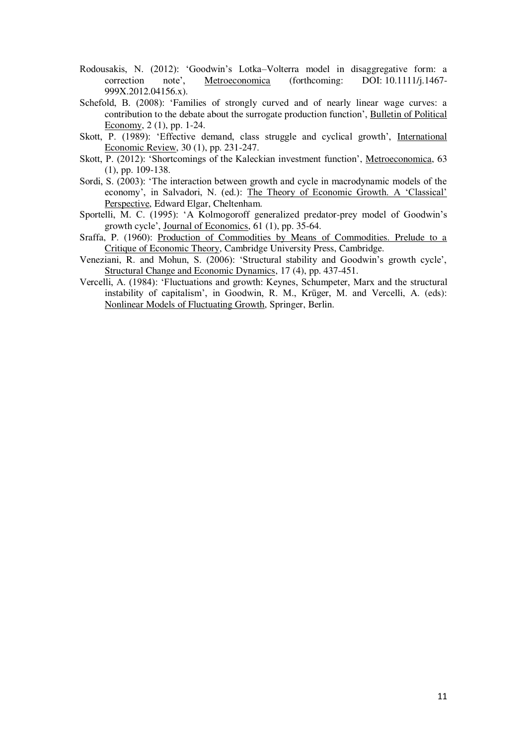Rodousakis, N. (2012): 'Goodwin's Lotka–Volterra model in disaggregative form: a correction note', Metroeconomica (forthcoming: DOI: 10.1111/j.1467-999X.2012.04156.x).

Schefold, B. (2008): 'Families of strongly curved and of nearly linear wage curves: a contribution to the debate about the surrogate production function', Bulletin of Political Economy, 2 (1), pp. 1-24.

Skott, P. (1989): 'Effective demand, class struggle and cyclical growth', International Economic Review, 30 (1), pp. 231-247.

Skott, P. (2012): 'Shortcomings of the Kaleckian investment function', Metroeconomica, 63 (1), pp. 109-138.

Sordi, S. (2003): 'The interaction between growth and cycle in macrodynamic models of the economy', in Salvadori, N. (ed.): The Theory of Economic Growth. A 'Classical' Perspective, Edward Elgar, Cheltenham.

Sportelli, M. C. (1995): 'A Kolmogoroff generalized predator-prey model of Goodwin's growth cycle', Journal of Economics, 61 (1), pp. 35-64.

Sraffa, P. (1960): Production of Commodities by Means of Commodities. Prelude to a Critique of Economic Theory, Cambridge University Press, Cambridge.

Veneziani, R. and Mohun, S. (2006): 'Structural stability and Goodwin's growth cycle', Structural Change and Economic Dynamics, 17 (4), pp. 437-451.

Vercelli, A. (1984): 'Fluctuations and growth: Keynes, Schumpeter, Marx and the structural instability of capitalism', in Goodwin, R. M., Krüger, M. and Vercelli, A. (eds): Nonlinear Models of Fluctuating Growth, Springer, Berlin.